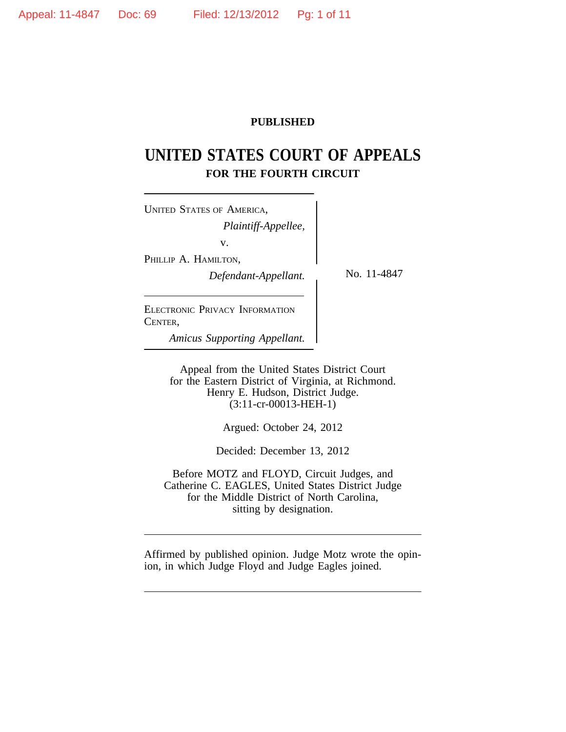**PUBLISHED**

# UNITED STATES COURT OF APPEALS
## FOR THE FOURTH CIRCUIT

UNITED STATES OF AMERICA,
*Plaintiff-Appellee,*

v.

PHILLIP A. HAMILTON,
*Defendant-Appellant.*

No. 11-4847

ELECTRONIC PRIVACY INFORMATION CENTER,
*Amicus Supporting Appellant.*

Appeal from the United States District Court
for the Eastern District of Virginia, at Richmond.
Henry E. Hudson, District Judge.
(3:11-cr-00013-HEH-1)

Argued: October 24, 2012

Decided: December 13, 2012

Before MOTZ and FLOYD, Circuit Judges, and
Catherine C. EAGLES, United States District Judge
for the Middle District of North Carolina,
sitting by designation.

Affirmed by published opinion. Judge Motz wrote the opinion, in which Judge Floyd and Judge Eagles joined.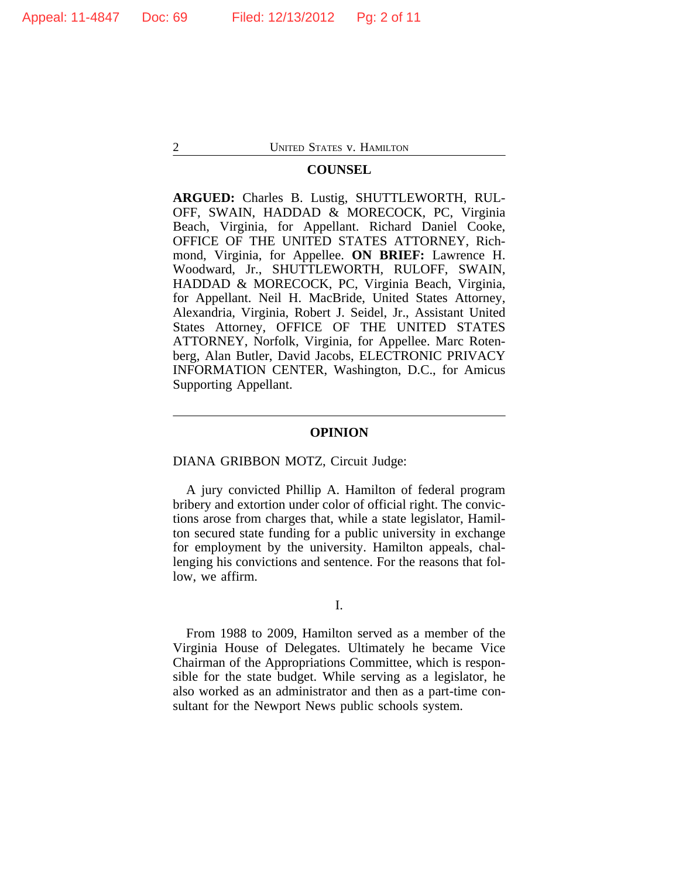## COUNSEL

**ARGUED:** Charles B. Lustig, SHUTTLEWORTH, RULOFF, SWAIN, HADDAD & MORECOCK, PC, Virginia Beach, Virginia, for Appellant. Richard Daniel Cooke, OFFICE OF THE UNITED STATES ATTORNEY, Richmond, Virginia, for Appellee. **ON BRIEF:** Lawrence H. Woodward, Jr., SHUTTLEWORTH, RULOFF, SWAIN, HADDAD & MORECOCK, PC, Virginia Beach, Virginia, for Appellant. Neil H. MacBride, United States Attorney, Alexandria, Virginia, Robert J. Seidel, Jr., Assistant United States Attorney, OFFICE OF THE UNITED STATES ATTORNEY, Norfolk, Virginia, for Appellee. Marc Rotenberg, Alan Butler, David Jacobs, ELECTRONIC PRIVACY INFORMATION CENTER, Washington, D.C., for Amicus Supporting Appellant.

---

## OPINION

DIANA GRIBBON MOTZ, Circuit Judge:

A jury convicted Phillip A. Hamilton of federal program bribery and extortion under color of official right. The convictions arose from charges that, while a state legislator, Hamilton secured state funding for a public university in exchange for employment by the university. Hamilton appeals, challenging his convictions and sentence. For the reasons that follow, we affirm.

### I.

From 1988 to 2009, Hamilton served as a member of the Virginia House of Delegates. Ultimately he became Vice Chairman of the Appropriations Committee, which is responsible for the state budget. While serving as a legislator, he also worked as an administrator and then as a part-time consultant for the Newport News public schools system.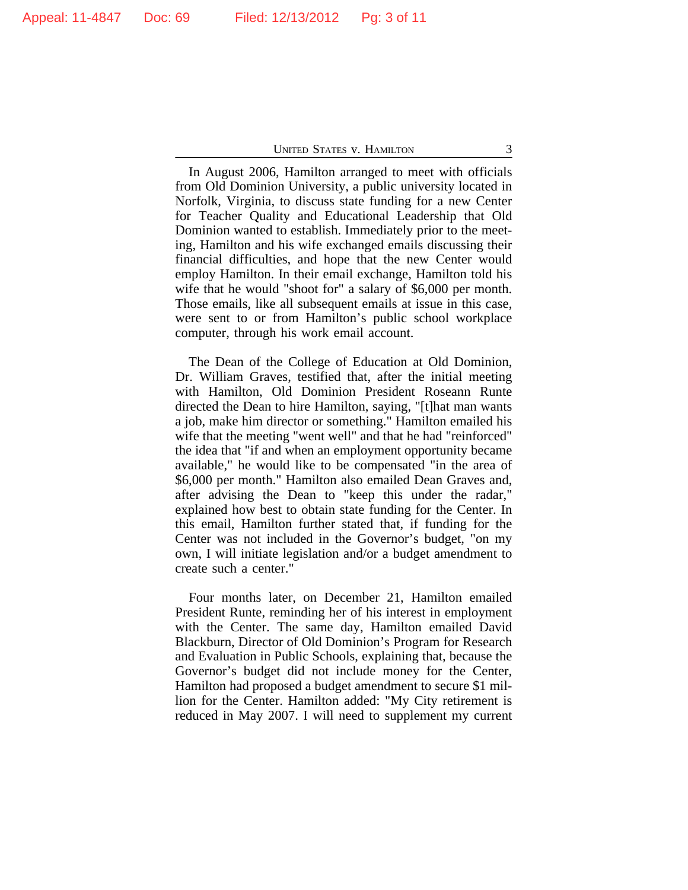In August 2006, Hamilton arranged to meet with officials from Old Dominion University, a public university located in Norfolk, Virginia, to discuss state funding for a new Center for Teacher Quality and Educational Leadership that Old Dominion wanted to establish. Immediately prior to the meeting, Hamilton and his wife exchanged emails discussing their financial difficulties, and hope that the new Center would employ Hamilton. In their email exchange, Hamilton told his wife that he would "shoot for" a salary of $6,000 per month. Those emails, like all subsequent emails at issue in this case, were sent to or from Hamilton's public school workplace computer, through his work email account.

The Dean of the College of Education at Old Dominion, Dr. William Graves, testified that, after the initial meeting with Hamilton, Old Dominion President Roseann Runte directed the Dean to hire Hamilton, saying, "[t]hat man wants a job, make him director or something." Hamilton emailed his wife that the meeting "went well" and that he had "reinforced" the idea that "if and when an employment opportunity became available," he would like to be compensated "in the area of $6,000 per month." Hamilton also emailed Dean Graves and, after advising the Dean to "keep this under the radar," explained how best to obtain state funding for the Center. In this email, Hamilton further stated that, if funding for the Center was not included in the Governor's budget, "on my own, I will initiate legislation and/or a budget amendment to create such a center."

Four months later, on December 21, Hamilton emailed President Runte, reminding her of his interest in employment with the Center. The same day, Hamilton emailed David Blackburn, Director of Old Dominion's Program for Research and Evaluation in Public Schools, explaining that, because the Governor's budget did not include money for the Center, Hamilton had proposed a budget amendment to secure $1 million for the Center. Hamilton added: "My City retirement is reduced in May 2007. I will need to supplement my current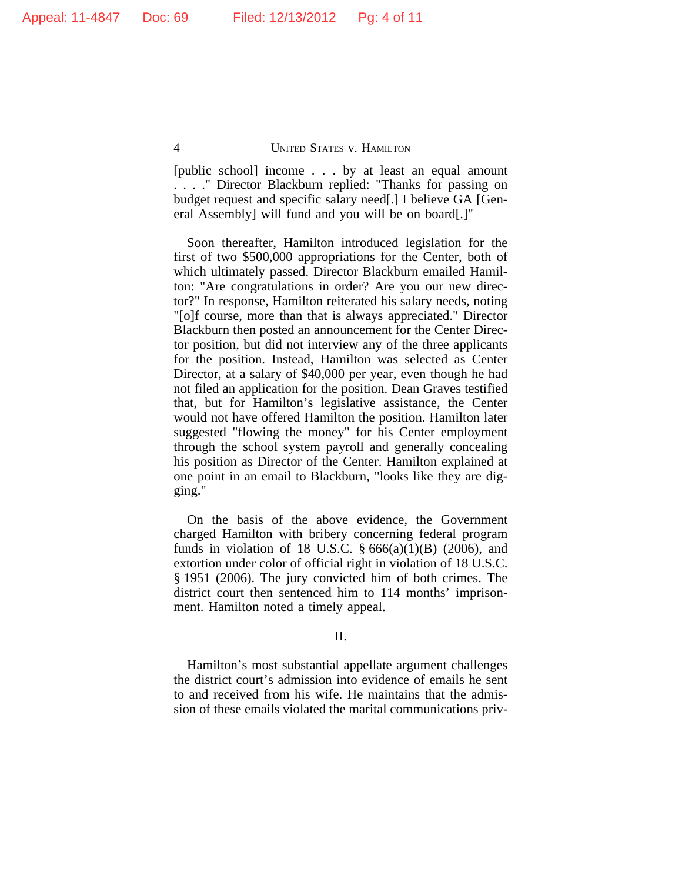[public school] income . . . by at least an equal amount . . . ." Director Blackburn replied: "Thanks for passing on budget request and specific salary need[.] I believe GA [General Assembly] will fund and you will be on board[.]"

Soon thereafter, Hamilton introduced legislation for the first of two $500,000 appropriations for the Center, both of which ultimately passed. Director Blackburn emailed Hamilton: "Are congratulations in order? Are you our new director?" In response, Hamilton reiterated his salary needs, noting "[o]f course, more than that is always appreciated." Director Blackburn then posted an announcement for the Center Director position, but did not interview any of the three applicants for the position. Instead, Hamilton was selected as Center Director, at a salary of $40,000 per year, even though he had not filed an application for the position. Dean Graves testified that, but for Hamilton's legislative assistance, the Center would not have offered Hamilton the position. Hamilton later suggested "flowing the money" for his Center employment through the school system payroll and generally concealing his position as Director of the Center. Hamilton explained at one point in an email to Blackburn, "looks like they are digging."

On the basis of the above evidence, the Government charged Hamilton with bribery concerning federal program funds in violation of 18 U.S.C. § 666(a)(1)(B) (2006), and extortion under color of official right in violation of 18 U.S.C. § 1951 (2006). The jury convicted him of both crimes. The district court then sentenced him to 114 months' imprisonment. Hamilton noted a timely appeal.

## II.

Hamilton's most substantial appellate argument challenges the district court's admission into evidence of emails he sent to and received from his wife. He maintains that the admission of these emails violated the marital communications priv-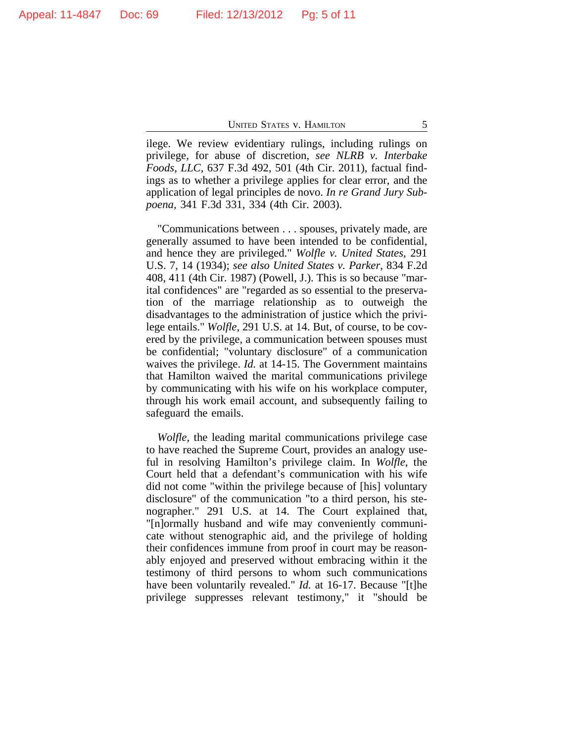ilege. We review evidentiary rulings, including rulings on privilege, for abuse of discretion, *see NLRB v. Interbake Foods, LLC*, 637 F.3d 492, 501 (4th Cir. 2011), factual findings as to whether a privilege applies for clear error, and the application of legal principles de novo. *In re Grand Jury Subpoena*, 341 F.3d 331, 334 (4th Cir. 2003).

"Communications between . . . spouses, privately made, are generally assumed to have been intended to be confidential, and hence they are privileged." *Wolfle v. United States*, 291 U.S. 7, 14 (1934); *see also United States v. Parker*, 834 F.2d 408, 411 (4th Cir. 1987) (Powell, J.). This is so because "marital confidences" are "regarded as so essential to the preservation of the marriage relationship as to outweigh the disadvantages to the administration of justice which the privilege entails." *Wolfle*, 291 U.S. at 14. But, of course, to be covered by the privilege, a communication between spouses must be confidential; "voluntary disclosure" of a communication waives the privilege. *Id.* at 14-15. The Government maintains that Hamilton waived the marital communications privilege by communicating with his wife on his workplace computer, through his work email account, and subsequently failing to safeguard the emails.

*Wolfle*, the leading marital communications privilege case to have reached the Supreme Court, provides an analogy useful in resolving Hamilton's privilege claim. In *Wolfle*, the Court held that a defendant's communication with his wife did not come "within the privilege because of [his] voluntary disclosure" of the communication "to a third person, his stenographer." 291 U.S. at 14. The Court explained that, "[n]ormally husband and wife may conveniently communicate without stenographic aid, and the privilege of holding their confidences immune from proof in court may be reasonably enjoyed and preserved without embracing within it the testimony of third persons to whom such communications have been voluntarily revealed." *Id.* at 16-17. Because "[t]he privilege suppresses relevant testimony," it "should be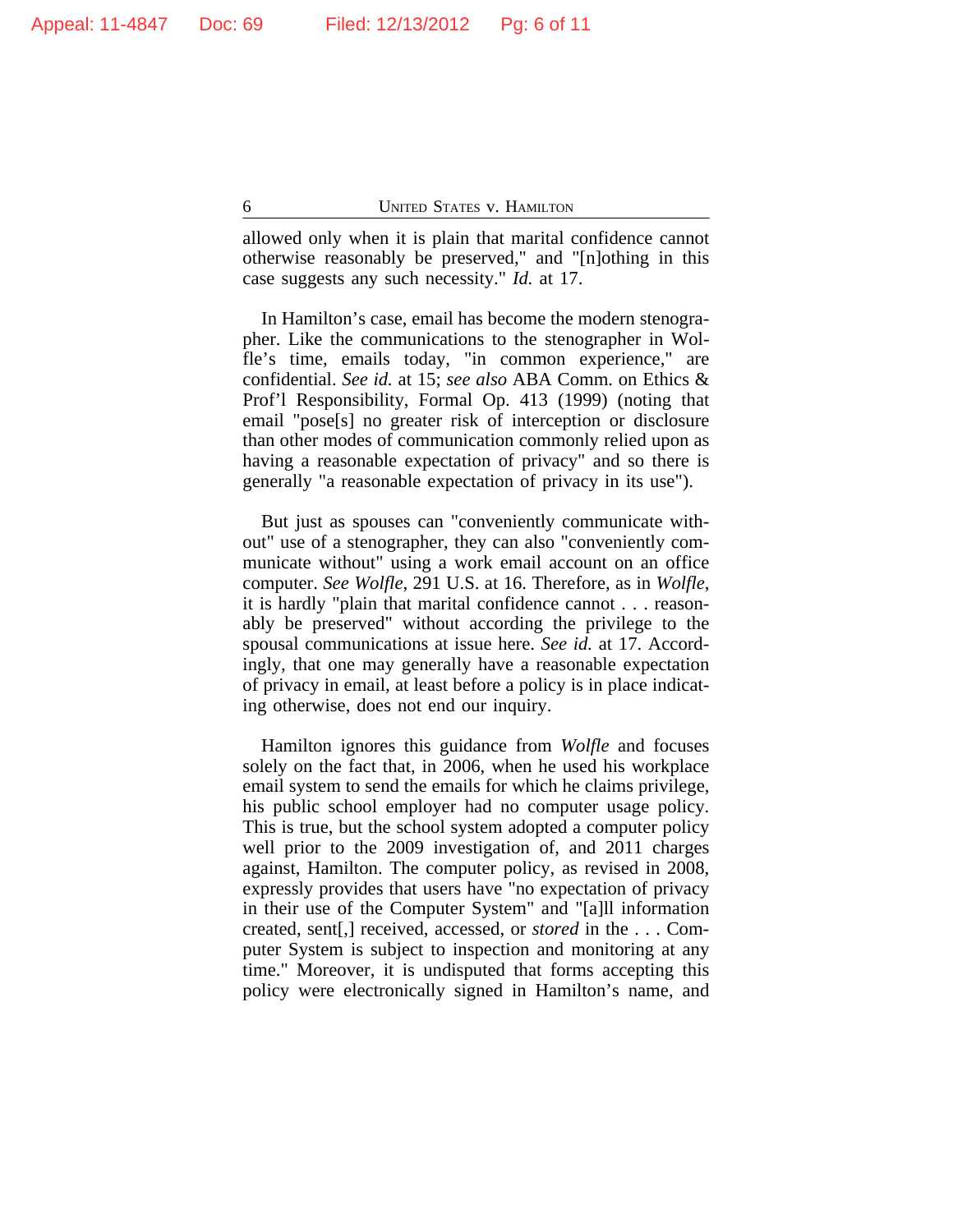allowed only when it is plain that marital confidence cannot otherwise reasonably be preserved," and "[n]othing in this case suggests any such necessity." *Id.* at 17.

In Hamilton's case, email has become the modern stenographer. Like the communications to the stenographer in Wolfle's time, emails today, "in common experience," are confidential. *See id.* at 15; *see also* ABA Comm. on Ethics & Prof'l Responsibility, Formal Op. 413 (1999) (noting that email "pose[s] no greater risk of interception or disclosure than other modes of communication commonly relied upon as having a reasonable expectation of privacy" and so there is generally "a reasonable expectation of privacy in its use").

But just as spouses can "conveniently communicate without" use of a stenographer, they can also "conveniently communicate without" using a work email account on an office computer. *See Wolfle*, 291 U.S. at 16. Therefore, as in *Wolfle*, it is hardly "plain that marital confidence cannot . . . reasonably be preserved" without according the privilege to the spousal communications at issue here. *See id.* at 17. Accordingly, that one may generally have a reasonable expectation of privacy in email, at least before a policy is in place indicating otherwise, does not end our inquiry.

Hamilton ignores this guidance from *Wolfle* and focuses solely on the fact that, in 2006, when he used his workplace email system to send the emails for which he claims privilege, his public school employer had no computer usage policy. This is true, but the school system adopted a computer policy well prior to the 2009 investigation of, and 2011 charges against, Hamilton. The computer policy, as revised in 2008, expressly provides that users have "no expectation of privacy in their use of the Computer System" and "[a]ll information created, sent[,] received, accessed, or *stored* in the . . . Computer System is subject to inspection and monitoring at any time." Moreover, it is undisputed that forms accepting this policy were electronically signed in Hamilton's name, and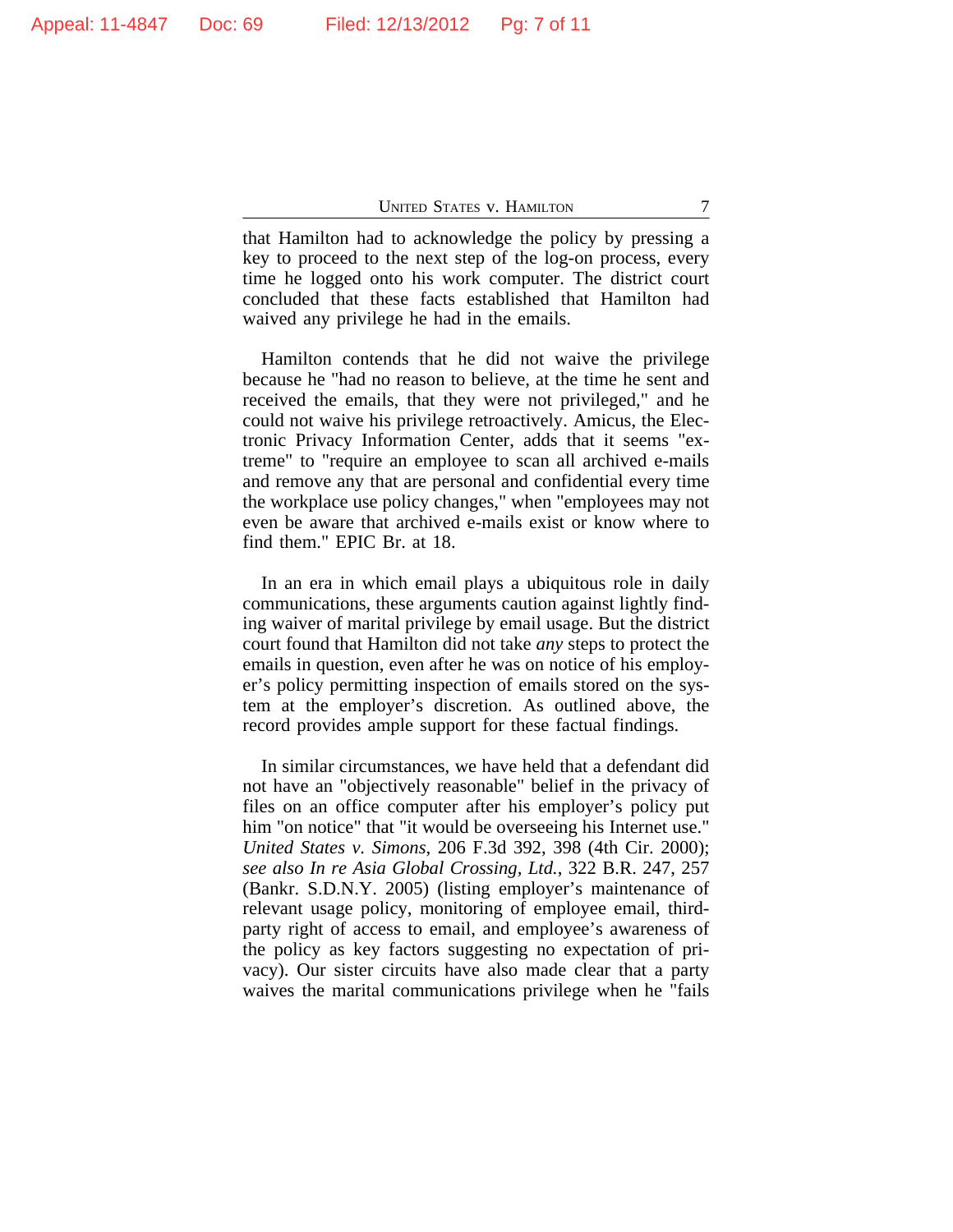that Hamilton had to acknowledge the policy by pressing a key to proceed to the next step of the log-on process, every time he logged onto his work computer. The district court concluded that these facts established that Hamilton had waived any privilege he had in the emails.

Hamilton contends that he did not waive the privilege because he "had no reason to believe, at the time he sent and received the emails, that they were not privileged," and he could not waive his privilege retroactively. Amicus, the Electronic Privacy Information Center, adds that it seems "extreme" to "require an employee to scan all archived e-mails and remove any that are personal and confidential every time the workplace use policy changes," when "employees may not even be aware that archived e-mails exist or know where to find them." EPIC Br. at 18.

In an era in which email plays a ubiquitous role in daily communications, these arguments caution against lightly finding waiver of marital privilege by email usage. But the district court found that Hamilton did not take *any* steps to protect the emails in question, even after he was on notice of his employer's policy permitting inspection of emails stored on the system at the employer's discretion. As outlined above, the record provides ample support for these factual findings.

In similar circumstances, we have held that a defendant did not have an "objectively reasonable" belief in the privacy of files on an office computer after his employer's policy put him "on notice" that "it would be overseeing his Internet use." *United States v. Simons*, 206 F.3d 392, 398 (4th Cir. 2000); *see also In re Asia Global Crossing, Ltd.*, 322 B.R. 247, 257 (Bankr. S.D.N.Y. 2005) (listing employer's maintenance of relevant usage policy, monitoring of employee email, third-party right of access to email, and employee's awareness of the policy as key factors suggesting no expectation of privacy). Our sister circuits have also made clear that a party waives the marital communications privilege when he "fails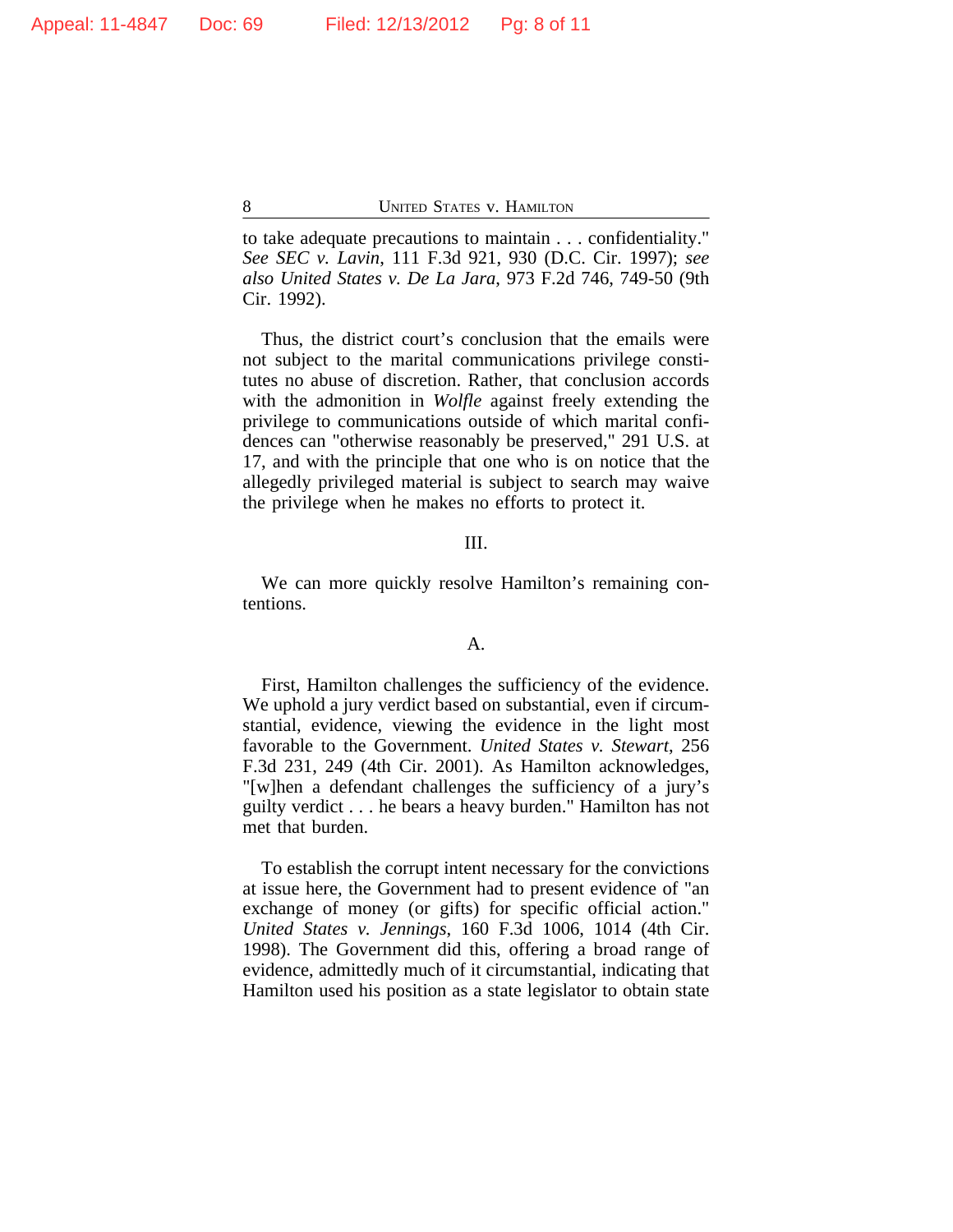to take adequate precautions to maintain . . . confidentiality." *See SEC v. Lavin*, 111 F.3d 921, 930 (D.C. Cir. 1997); *see also United States v. De La Jara*, 973 F.2d 746, 749-50 (9th Cir. 1992).

Thus, the district court's conclusion that the emails were not subject to the marital communications privilege constitutes no abuse of discretion. Rather, that conclusion accords with the admonition in *Wolfle* against freely extending the privilege to communications outside of which marital confidences can "otherwise reasonably be preserved," 291 U.S. at 17, and with the principle that one who is on notice that the allegedly privileged material is subject to search may waive the privilege when he makes no efforts to protect it.

## III.

We can more quickly resolve Hamilton's remaining contentions.

### A.

First, Hamilton challenges the sufficiency of the evidence. We uphold a jury verdict based on substantial, even if circumstantial, evidence, viewing the evidence in the light most favorable to the Government. *United States v. Stewart*, 256 F.3d 231, 249 (4th Cir. 2001). As Hamilton acknowledges, "[w]hen a defendant challenges the sufficiency of a jury's guilty verdict . . . he bears a heavy burden." Hamilton has not met that burden.

To establish the corrupt intent necessary for the convictions at issue here, the Government had to present evidence of "an exchange of money (or gifts) for specific official action." *United States v. Jennings*, 160 F.3d 1006, 1014 (4th Cir. 1998). The Government did this, offering a broad range of evidence, admittedly much of it circumstantial, indicating that Hamilton used his position as a state legislator to obtain state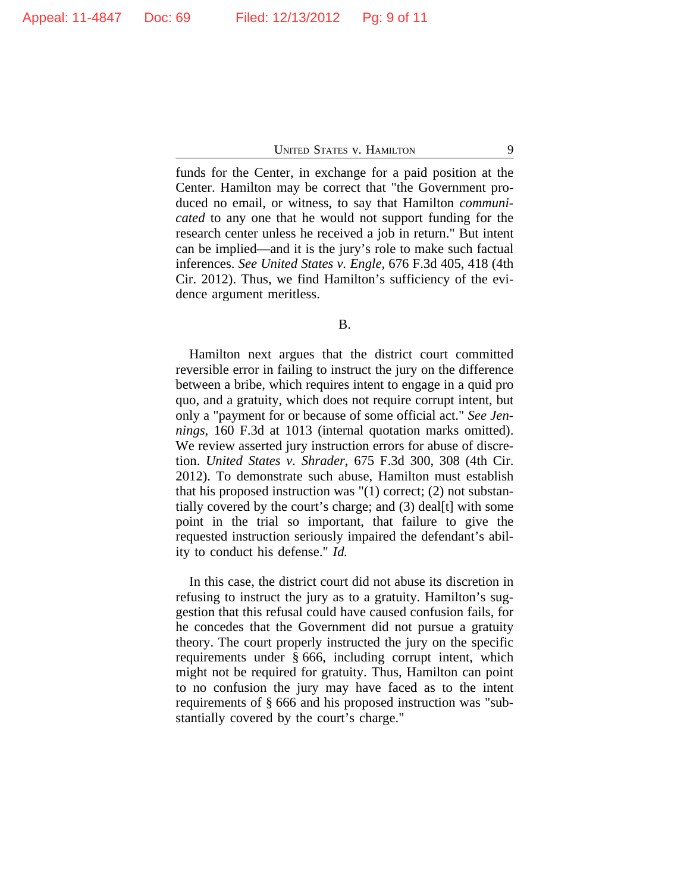funds for the Center, in exchange for a paid position at the Center. Hamilton may be correct that "the Government produced no email, or witness, to say that Hamilton *communicated* to any one that he would not support funding for the research center unless he received a job in return." But intent can be implied—and it is the jury's role to make such factual inferences. *See United States v. Engle*, 676 F.3d 405, 418 (4th Cir. 2012). Thus, we find Hamilton's sufficiency of the evidence argument meritless.

B.

Hamilton next argues that the district court committed reversible error in failing to instruct the jury on the difference between a bribe, which requires intent to engage in a quid pro quo, and a gratuity, which does not require corrupt intent, but only a "payment for or because of some official act." *See Jennings*, 160 F.3d at 1013 (internal quotation marks omitted). We review asserted jury instruction errors for abuse of discretion. *United States v. Shrader*, 675 F.3d 300, 308 (4th Cir. 2012). To demonstrate such abuse, Hamilton must establish that his proposed instruction was "(1) correct; (2) not substantially covered by the court's charge; and (3) deal[t] with some point in the trial so important, that failure to give the requested instruction seriously impaired the defendant's ability to conduct his defense." *Id.*

In this case, the district court did not abuse its discretion in refusing to instruct the jury as to a gratuity. Hamilton's suggestion that this refusal could have caused confusion fails, for he concedes that the Government did not pursue a gratuity theory. The court properly instructed the jury on the specific requirements under § 666, including corrupt intent, which might not be required for gratuity. Thus, Hamilton can point to no confusion the jury may have faced as to the intent requirements of § 666 and his proposed instruction was "substantially covered by the court's charge."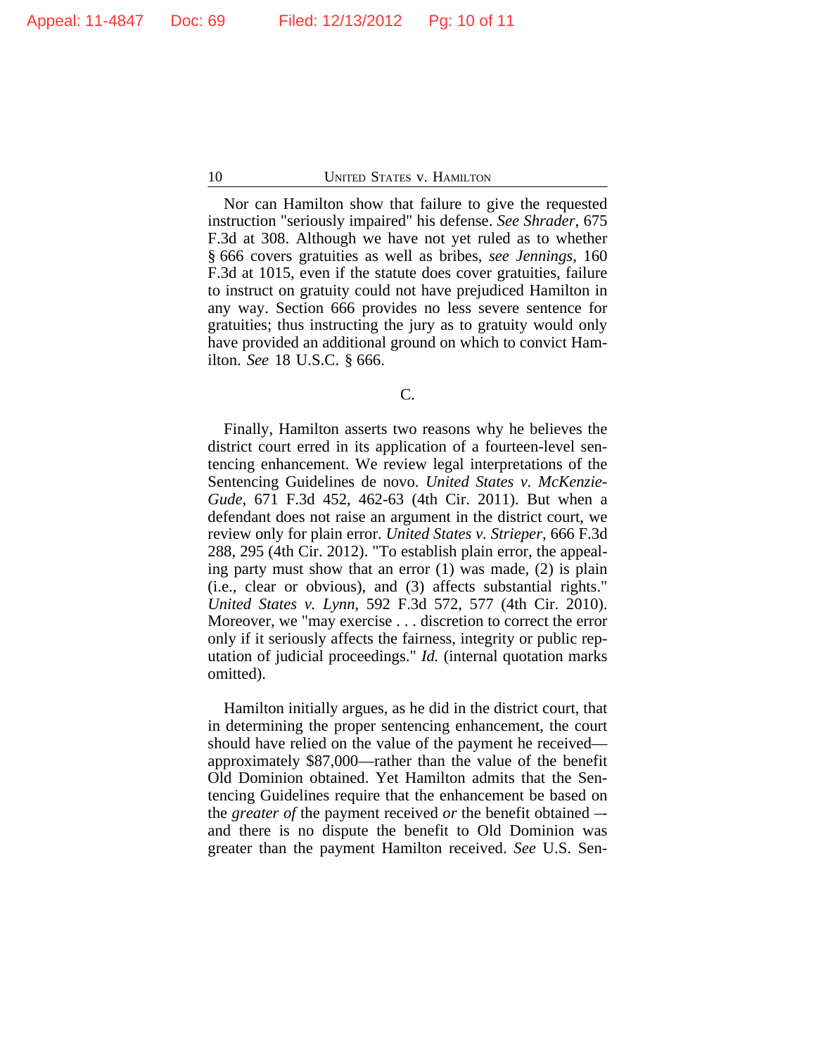Nor can Hamilton show that failure to give the requested instruction "seriously impaired" his defense. *See Shrader*, 675 F.3d at 308. Although we have not yet ruled as to whether § 666 covers gratuities as well as bribes, *see Jennings*, 160 F.3d at 1015, even if the statute does cover gratuities, failure to instruct on gratuity could not have prejudiced Hamilton in any way. Section 666 provides no less severe sentence for gratuities; thus instructing the jury as to gratuity would only have provided an additional ground on which to convict Hamilton. *See* 18 U.S.C. § 666.

C.

Finally, Hamilton asserts two reasons why he believes the district court erred in its application of a fourteen-level sentencing enhancement. We review legal interpretations of the Sentencing Guidelines de novo. *United States v. McKenzie-Gude*, 671 F.3d 452, 462-63 (4th Cir. 2011). But when a defendant does not raise an argument in the district court, we review only for plain error. *United States v. Strieper*, 666 F.3d 288, 295 (4th Cir. 2012). "To establish plain error, the appealing party must show that an error (1) was made, (2) is plain (i.e., clear or obvious), and (3) affects substantial rights." *United States v. Lynn*, 592 F.3d 572, 577 (4th Cir. 2010). Moreover, we "may exercise . . . discretion to correct the error only if it seriously affects the fairness, integrity or public reputation of judicial proceedings." *Id.* (internal quotation marks omitted).

Hamilton initially argues, as he did in the district court, that in determining the proper sentencing enhancement, the court should have relied on the value of the payment he received—approximately $87,000—rather than the value of the benefit Old Dominion obtained. Yet Hamilton admits that the Sentencing Guidelines require that the enhancement be based on the *greater of* the payment received *or* the benefit obtained –- and there is no dispute the benefit to Old Dominion was greater than the payment Hamilton received. *See* U.S. Sen-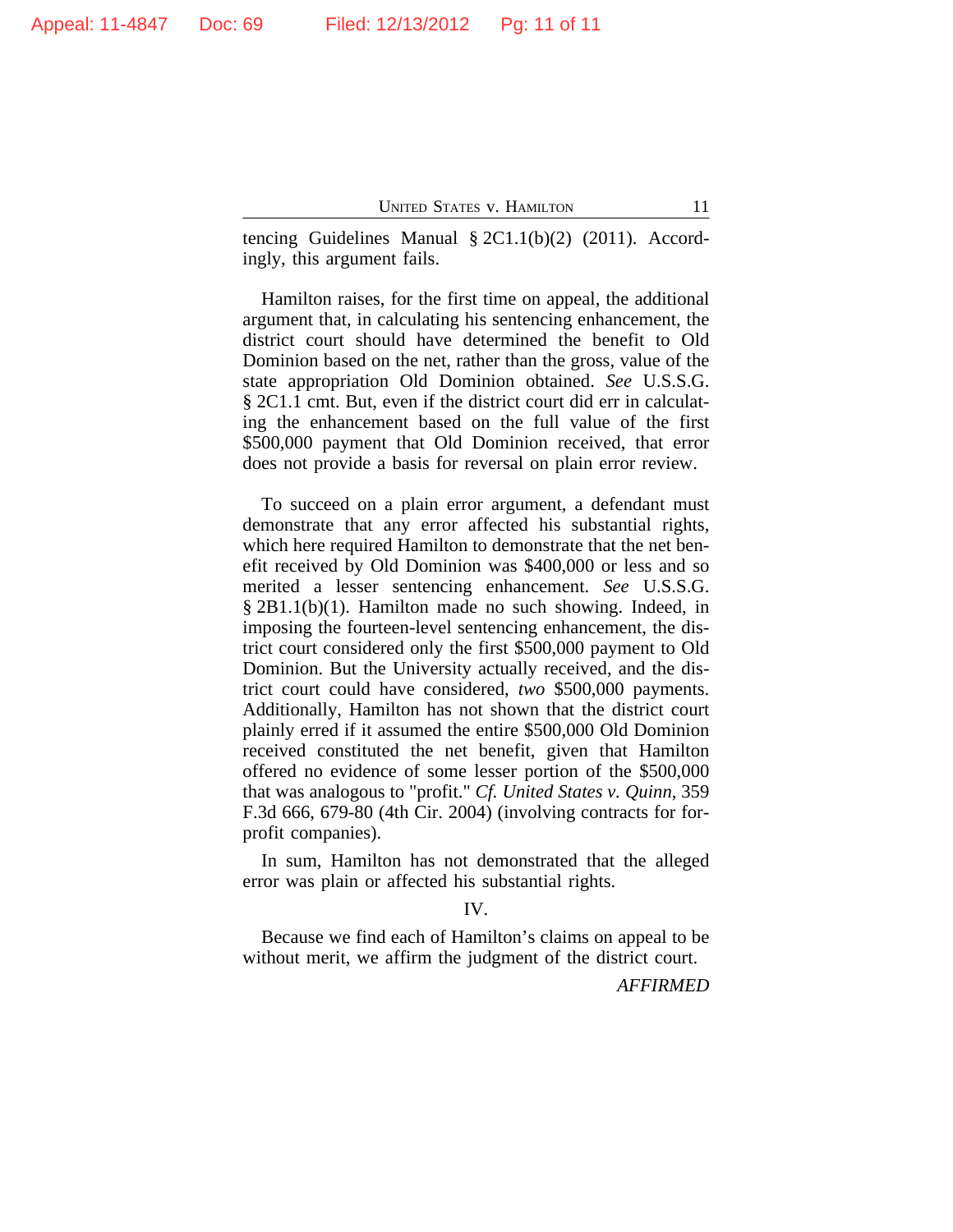tencing Guidelines Manual § 2C1.1(b)(2) (2011). Accordingly, this argument fails.

Hamilton raises, for the first time on appeal, the additional argument that, in calculating his sentencing enhancement, the district court should have determined the benefit to Old Dominion based on the net, rather than the gross, value of the state appropriation Old Dominion obtained. *See* U.S.S.G. § 2C1.1 cmt. But, even if the district court did err in calculating the enhancement based on the full value of the first $500,000 payment that Old Dominion received, that error does not provide a basis for reversal on plain error review.

To succeed on a plain error argument, a defendant must demonstrate that any error affected his substantial rights, which here required Hamilton to demonstrate that the net benefit received by Old Dominion was $400,000 or less and so merited a lesser sentencing enhancement. *See* U.S.S.G. § 2B1.1(b)(1). Hamilton made no such showing. Indeed, in imposing the fourteen-level sentencing enhancement, the district court considered only the first $500,000 payment to Old Dominion. But the University actually received, and the district court could have considered, *two* $500,000 payments. Additionally, Hamilton has not shown that the district court plainly erred if it assumed the entire $500,000 Old Dominion received constituted the net benefit, given that Hamilton offered no evidence of some lesser portion of the $500,000 that was analogous to "profit." *Cf. United States v. Quinn*, 359 F.3d 666, 679-80 (4th Cir. 2004) (involving contracts for for-profit companies).

In sum, Hamilton has not demonstrated that the alleged error was plain or affected his substantial rights.

## IV.

Because we find each of Hamilton's claims on appeal to be without merit, we affirm the judgment of the district court.

*AFFIRMED*